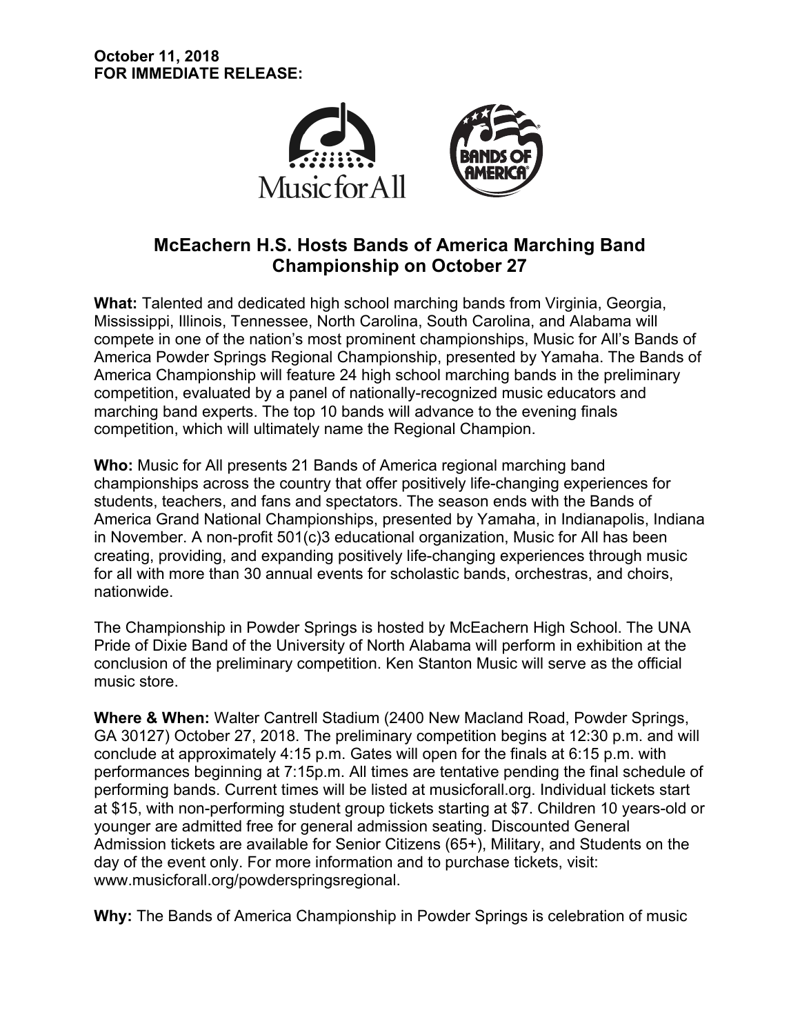**October 11, 2018**
**FOR IMMEDIATE RELEASE:**

## McEachern H.S. Hosts Bands of America Marching Band Championship on October 27

**What:** Talented and dedicated high school marching bands from Virginia, Georgia, Mississippi, Illinois, Tennessee, North Carolina, South Carolina, and Alabama will compete in one of the nation's most prominent championships, Music for All's Bands of America Powder Springs Regional Championship, presented by Yamaha. The Bands of America Championship will feature 24 high school marching bands in the preliminary competition, evaluated by a panel of nationally-recognized music educators and marching band experts. The top 10 bands will advance to the evening finals competition, which will ultimately name the Regional Champion.

**Who:** Music for All presents 21 Bands of America regional marching band championships across the country that offer positively life-changing experiences for students, teachers, and fans and spectators. The season ends with the Bands of America Grand National Championships, presented by Yamaha, in Indianapolis, Indiana in November. A non-profit 501(c)3 educational organization, Music for All has been creating, providing, and expanding positively life-changing experiences through music for all with more than 30 annual events for scholastic bands, orchestras, and choirs, nationwide.

The Championship in Powder Springs is hosted by McEachern High School. The UNA Pride of Dixie Band of the University of North Alabama will perform in exhibition at the conclusion of the preliminary competition. Ken Stanton Music will serve as the official music store.

**Where & When:** Walter Cantrell Stadium (2400 New Macland Road, Powder Springs, GA 30127) October 27, 2018. The preliminary competition begins at 12:30 p.m. and will conclude at approximately 4:15 p.m. Gates will open for the finals at 6:15 p.m. with performances beginning at 7:15p.m. All times are tentative pending the final schedule of performing bands. Current times will be listed at musicforall.org. Individual tickets start at $15, with non-performing student group tickets starting at $7. Children 10 years-old or younger are admitted free for general admission seating. Discounted General Admission tickets are available for Senior Citizens (65+), Military, and Students on the day of the event only. For more information and to purchase tickets, visit: www.musicforall.org/powderspringsregional.

**Why:** The Bands of America Championship in Powder Springs is celebration of music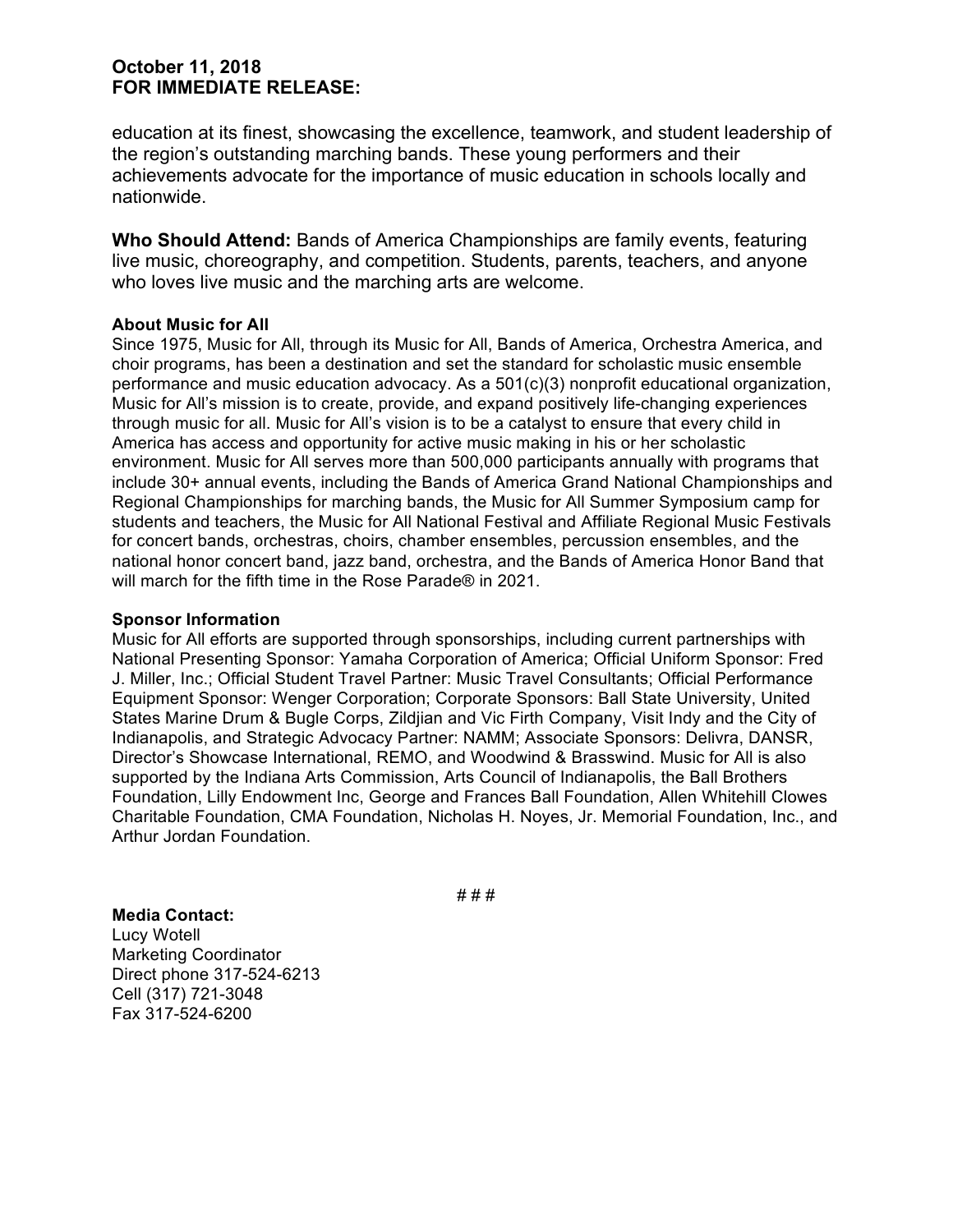**October 11, 2018**
**FOR IMMEDIATE RELEASE:**

education at its finest, showcasing the excellence, teamwork, and student leadership of the region's outstanding marching bands. These young performers and their achievements advocate for the importance of music education in schools locally and nationwide.

**Who Should Attend:** Bands of America Championships are family events, featuring live music, choreography, and competition. Students, parents, teachers, and anyone who loves live music and the marching arts are welcome.

**About Music for All**

Since 1975, Music for All, through its Music for All, Bands of America, Orchestra America, and choir programs, has been a destination and set the standard for scholastic music ensemble performance and music education advocacy. As a 501(c)(3) nonprofit educational organization, Music for All's mission is to create, provide, and expand positively life-changing experiences through music for all. Music for All's vision is to be a catalyst to ensure that every child in America has access and opportunity for active music making in his or her scholastic environment. Music for All serves more than 500,000 participants annually with programs that include 30+ annual events, including the Bands of America Grand National Championships and Regional Championships for marching bands, the Music for All Summer Symposium camp for students and teachers, the Music for All National Festival and Affiliate Regional Music Festivals for concert bands, orchestras, choirs, chamber ensembles, percussion ensembles, and the national honor concert band, jazz band, orchestra, and the Bands of America Honor Band that will march for the fifth time in the Rose Parade® in 2021.

**Sponsor Information**

Music for All efforts are supported through sponsorships, including current partnerships with National Presenting Sponsor: Yamaha Corporation of America; Official Uniform Sponsor: Fred J. Miller, Inc.; Official Student Travel Partner: Music Travel Consultants; Official Performance Equipment Sponsor: Wenger Corporation; Corporate Sponsors: Ball State University, United States Marine Drum & Bugle Corps, Zildjian and Vic Firth Company, Visit Indy and the City of Indianapolis, and Strategic Advocacy Partner: NAMM; Associate Sponsors: Delivra, DANSR, Director's Showcase International, REMO, and Woodwind & Brasswind. Music for All is also supported by the Indiana Arts Commission, Arts Council of Indianapolis, the Ball Brothers Foundation, Lilly Endowment Inc, George and Frances Ball Foundation, Allen Whitehill Clowes Charitable Foundation, CMA Foundation, Nicholas H. Noyes, Jr. Memorial Foundation, Inc., and Arthur Jordan Foundation.

# # #

**Media Contact:**
Lucy Wotell
Marketing Coordinator
Direct phone 317-524-6213
Cell (317) 721-3048
Fax 317-524-6200